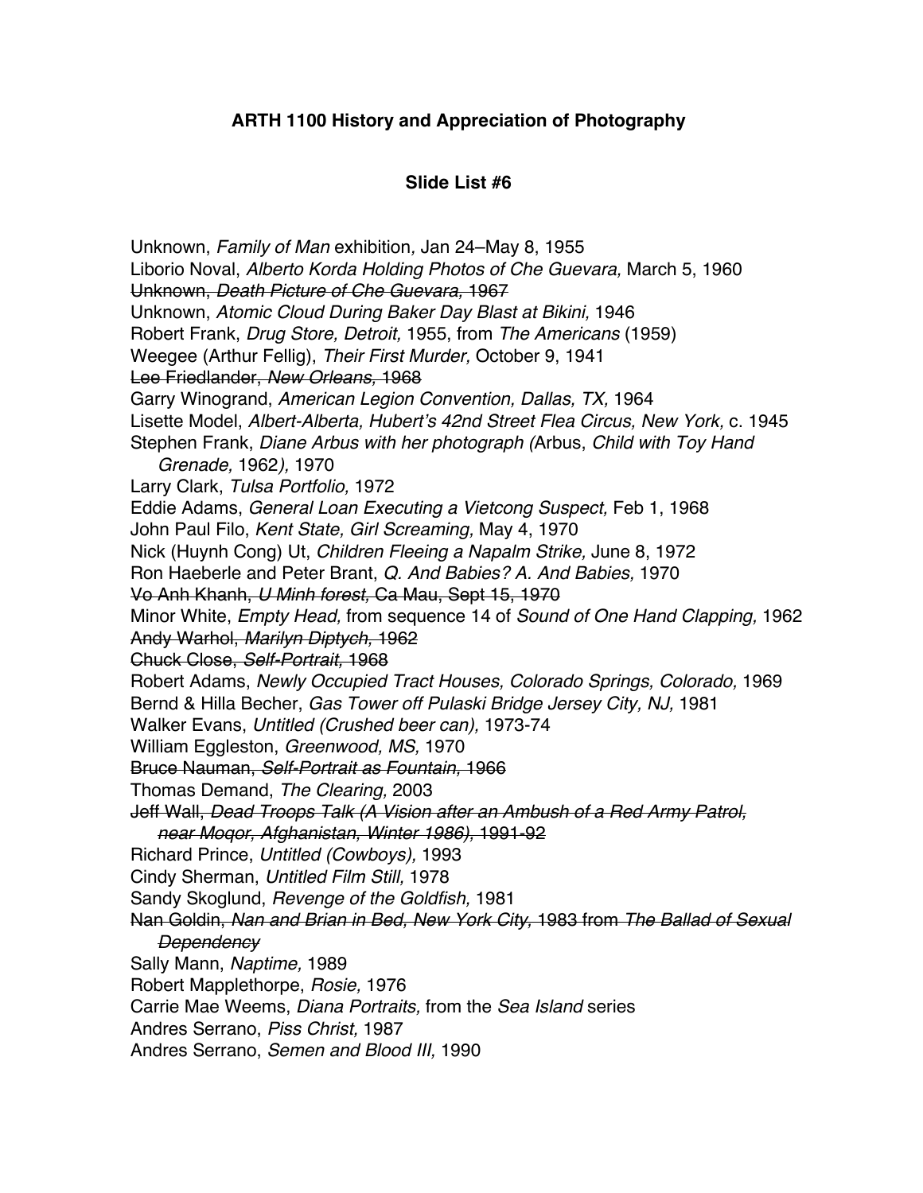**ARTH 1100 History and Appreciation of Photography**

**Slide List #6**

Unknown, *Family of Man* exhibition*,* Jan 24–May 8, 1955
Liborio Noval, *Alberto Korda Holding Photos of Che Guevara,* March 5, 1960
~~Unknown, *Death Picture of Che Guevara,* 1967~~
Unknown, *Atomic Cloud During Baker Day Blast at Bikini,* 1946
Robert Frank, *Drug Store, Detroit,* 1955, from *The Americans* (1959)
Weegee (Arthur Fellig), *Their First Murder,* October 9, 1941
~~Lee Friedlander, *New Orleans,* 1968~~
Garry Winogrand, *American Legion Convention, Dallas, TX,* 1964
Lisette Model, *Albert-Alberta, Hubert's 42nd Street Flea Circus, New York,* c. 1945
Stephen Frank, *Diane Arbus with her photograph (*Arbus, *Child with Toy Hand Grenade,* 1962*),* 1970
Larry Clark, *Tulsa Portfolio,* 1972
Eddie Adams, *General Loan Executing a Vietcong Suspect,* Feb 1, 1968
John Paul Filo, *Kent State, Girl Screaming,* May 4, 1970
Nick (Huynh Cong) Ut, *Children Fleeing a Napalm Strike,* June 8, 1972
Ron Haeberle and Peter Brant, *Q. And Babies? A. And Babies,* 1970
~~Vo Anh Khanh, *U Minh forest,* Ca Mau, Sept 15, 1970~~
Minor White, *Empty Head,* from sequence 14 of *Sound of One Hand Clapping,* 1962
~~Andy Warhol, *Marilyn Diptych,* 1962~~
~~Chuck Close, *Self-Portrait,* 1968~~
Robert Adams, *Newly Occupied Tract Houses, Colorado Springs, Colorado,* 1969
Bernd & Hilla Becher, *Gas Tower off Pulaski Bridge Jersey City, NJ,* 1981
Walker Evans, *Untitled (Crushed beer can),* 1973-74
William Eggleston, *Greenwood, MS,* 1970
~~Bruce Nauman, *Self-Portrait as Fountain,* 1966~~
Thomas Demand, *The Clearing,* 2003
~~Jeff Wall, *Dead Troops Talk (A Vision after an Ambush of a Red Army Patrol, near Moqor, Afghanistan, Winter 1986),* 1991-92~~
Richard Prince, *Untitled (Cowboys),* 1993
Cindy Sherman, *Untitled Film Still,* 1978
Sandy Skoglund, *Revenge of the Goldfish,* 1981
~~Nan Goldin, *Nan and Brian in Bed, New York City,* 1983 from *The Ballad of Sexual Dependency*~~
Sally Mann, *Naptime,* 1989
Robert Mapplethorpe, *Rosie,* 1976
Carrie Mae Weems, *Diana Portraits,* from the *Sea Island* series
Andres Serrano, *Piss Christ,* 1987
Andres Serrano, *Semen and Blood III,* 1990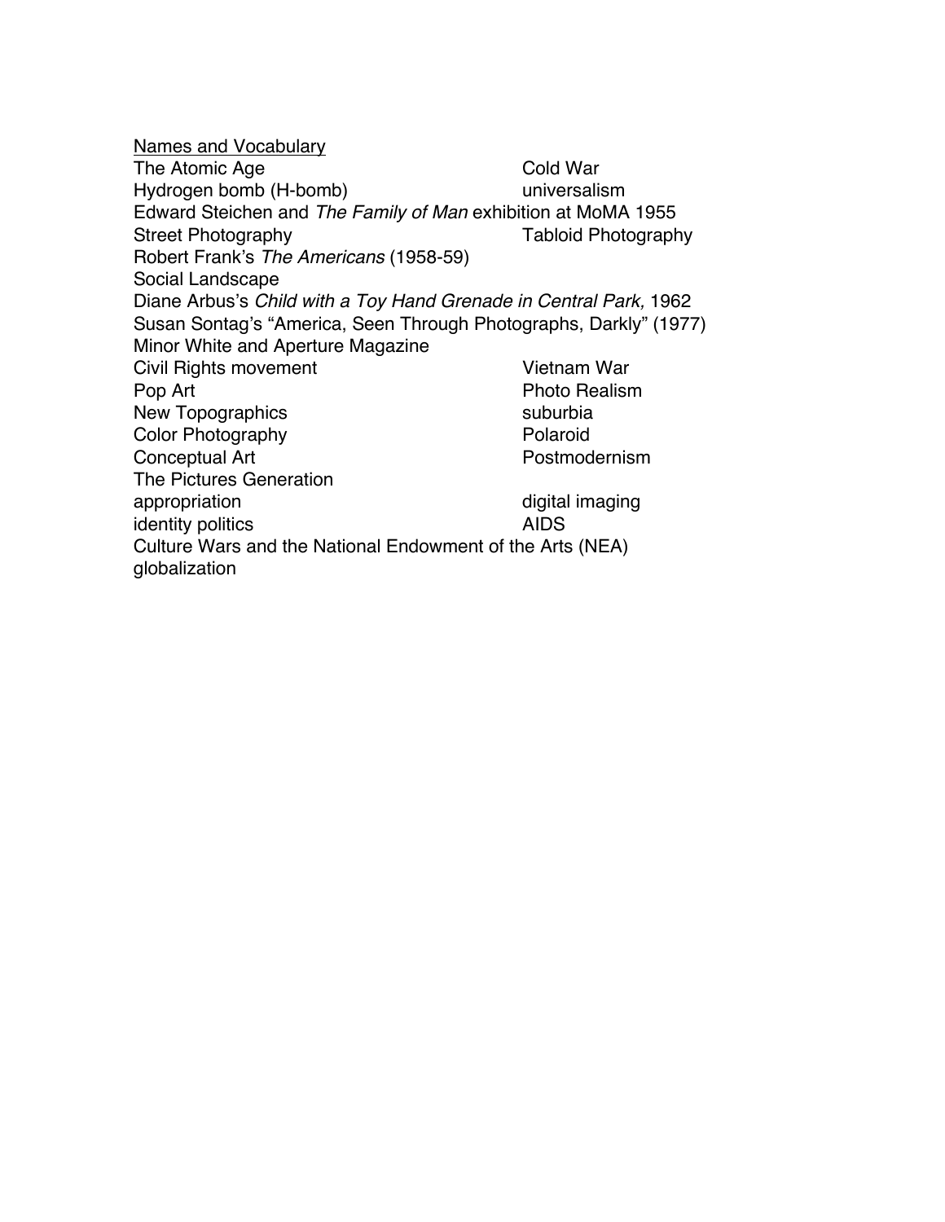<u>Names and Vocabulary</u>

The Atomic Age

Cold War

Hydrogen bomb (H-bomb)

universalism

Edward Steichen and *The Family of Man* exhibition at MoMA 1955

Street Photography

Tabloid Photography

Robert Frank's *The Americans* (1958-59)

Social Landscape

Diane Arbus's *Child with a Toy Hand Grenade in Central Park,* 1962

Susan Sontag's "America, Seen Through Photographs, Darkly" (1977)

Minor White and Aperture Magazine

Civil Rights movement

Vietnam War

Pop Art

Photo Realism

New Topographics

suburbia

Color Photography

Polaroid

Conceptual Art

Postmodernism

The Pictures Generation

appropriation

digital imaging

identity politics

AIDS

Culture Wars and the National Endowment of the Arts (NEA)

globalization